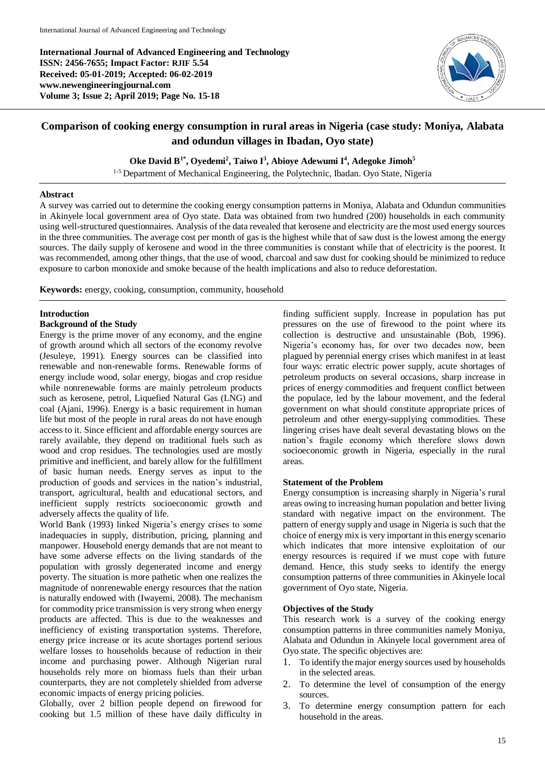# Comparison of cooking energy consumption in rural areas in Nigeria (case study: Moniya, Alabata and odundun villages in Ibadan, Oyo state)

**Oke David B[1*], Oyedemi[2], Taiwo I[3], Abioye Adewumi I[4], Adegoke Jimoh[5]**

[1-5] Department of Mechanical Engineering, the Polytechnic, Ibadan. Oyo State, Nigeria

## Abstract

A survey was carried out to determine the cooking energy consumption patterns in Moniya, Alabata and Odundun communities in Akinyele local government area of Oyo state. Data was obtained from two hundred (200) households in each community using well-structured questionnaires. Analysis of the data revealed that kerosene and electricity are the most used energy sources in the three communities. The average cost per month of gas is the highest while that of saw dust is the lowest among the energy sources. The daily supply of kerosene and wood in the three communities is constant while that of electricity is the poorest. It was recommended, among other things, that the use of wood, charcoal and saw dust for cooking should be minimized to reduce exposure to carbon monoxide and smoke because of the health implications and also to reduce deforestation.

**Keywords:** energy, cooking, consumption, community, household

## Introduction

### Background of the Study

Energy is the prime mover of any economy, and the engine of growth around which all sectors of the economy revolve (Jesuleye, 1991). Energy sources can be classified into renewable and non-renewable forms. Renewable forms of energy include wood, solar energy, biogas and crop residue while nonrenewable forms are mainly petroleum products such as kerosene, petrol, Liquefied Natural Gas (LNG) and coal (Ajani, 1996). Energy is a basic requirement in human life but most of the people in rural areas do not have enough access to it. Since efficient and affordable energy sources are rarely available, they depend on traditional fuels such as wood and crop residues. The technologies used are mostly primitive and inefficient, and barely allow for the fulfillment of basic human needs. Energy serves as input to the production of goods and services in the nation's industrial, transport, agricultural, health and educational sectors, and inefficient supply restricts socioeconomic growth and adversely affects the quality of life.

World Bank (1993) linked Nigeria's energy crises to some inadequacies in supply, distribution, pricing, planning and manpower. Household energy demands that are not meant to have some adverse effects on the living standards of the population with grossly degenerated income and energy poverty. The situation is more pathetic when one realizes the magnitude of nonrenewable energy resources that the nation is naturally endowed with (Iwayemi, 2008). The mechanism for commodity price transmission is very strong when energy products are affected. This is due to the weaknesses and inefficiency of existing transportation systems. Therefore, energy price increase or its acute shortages portend serious welfare losses to households because of reduction in their income and purchasing power. Although Nigerian rural households rely more on biomass fuels than their urban counterparts, they are not completely shielded from adverse economic impacts of energy pricing policies.

Globally, over 2 billion people depend on firewood for cooking but 1.5 million of these have daily difficulty in finding sufficient supply. Increase in population has put pressures on the use of firewood to the point where its collection is destructive and unsustainable (Bob, 1996). Nigeria's economy has, for over two decades now, been plagued by perennial energy crises which manifest in at least four ways: erratic electric power supply, acute shortages of petroleum products on several occasions, sharp increase in prices of energy commodities and frequent conflict between the populace, led by the labour movement, and the federal government on what should constitute appropriate prices of petroleum and other energy-supplying commodities. These lingering crises have dealt several devastating blows on the nation's fragile economy which therefore slows down socioeconomic growth in Nigeria, especially in the rural areas.

### Statement of the Problem

Energy consumption is increasing sharply in Nigeria's rural areas owing to increasing human population and better living standard with negative impact on the environment. The pattern of energy supply and usage in Nigeria is such that the choice of energy mix is very important in this energy scenario which indicates that more intensive exploitation of our energy resources is required if we must cope with future demand. Hence, this study seeks to identify the energy consumption patterns of three communities in Akinyele local government of Oyo state, Nigeria.

### Objectives of the Study

This research work is a survey of the cooking energy consumption patterns in three communities namely Moniya, Alabata and Odundun in Akinyele local government area of Oyo state. The specific objectives are:

1. To identify the major energy sources used by households in the selected areas.
2. To determine the level of consumption of the energy sources.
3. To determine energy consumption pattern for each household in the areas.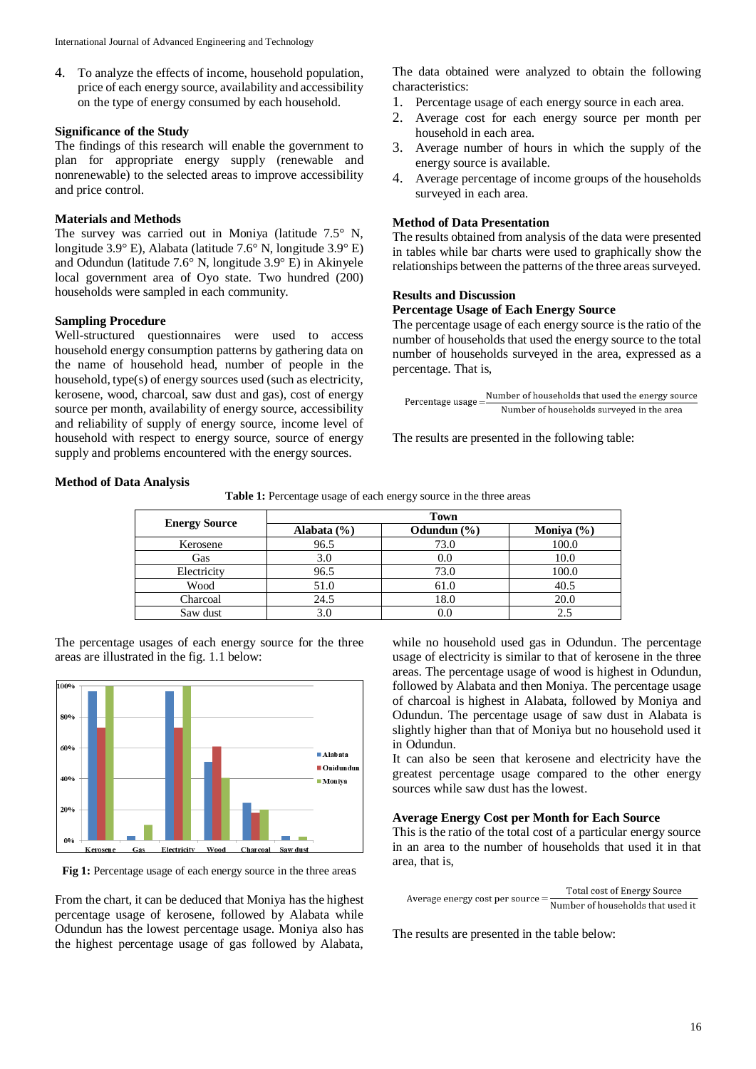4. To analyze the effects of income, household population, price of each energy source, availability and accessibility on the type of energy consumed by each household.

### Significance of the Study

The findings of this research will enable the government to plan for appropriate energy supply (renewable and nonrenewable) to the selected areas to improve accessibility and price control.

### Materials and Methods

The survey was carried out in Moniya (latitude 7.5° N, longitude 3.9° E), Alabata (latitude 7.6° N, longitude 3.9° E) and Odundun (latitude 7.6° N, longitude 3.9° E) in Akinyele local government area of Oyo state. Two hundred (200) households were sampled in each community.

### Sampling Procedure

Well-structured questionnaires were used to access household energy consumption patterns by gathering data on the name of household head, number of people in the household, type(s) of energy sources used (such as electricity, kerosene, wood, charcoal, saw dust and gas), cost of energy source per month, availability of energy source, accessibility and reliability of supply of energy source, income level of household with respect to energy source, source of energy supply and problems encountered with the energy sources.

### Method of Data Analysis

The data obtained were analyzed to obtain the following characteristics:

1. Percentage usage of each energy source in each area.
2. Average cost for each energy source per month per household in each area.
3. Average number of hours in which the supply of the energy source is available.
4. Average percentage of income groups of the households surveyed in each area.

### Method of Data Presentation

The results obtained from analysis of the data were presented in tables while bar charts were used to graphically show the relationships between the patterns of the three areas surveyed.

### Results and Discussion

### Percentage Usage of Each Energy Source

The percentage usage of each energy source is the ratio of the number of households that used the energy source to the total number of households surveyed in the area, expressed as a percentage. That is,

$$\text{Percentage usage} = \frac{\text{Number of households that used the energy source}}{\text{Number of households surveyed in the area}}$$

The results are presented in the following table:

**Table 1:** Percentage usage of each energy source in the three areas

| Energy Source | Town | | |
|---|---|---|---|
| | Alabata (%) | Odundun (%) | Moniya (%) |
| Kerosene | 96.5 | 73.0 | 100.0 |
| Gas | 3.0 | 0.0 | 10.0 |
| Electricity | 96.5 | 73.0 | 100.0 |
| Wood | 51.0 | 61.0 | 40.5 |
| Charcoal | 24.5 | 18.0 | 20.0 |
| Saw dust | 3.0 | 0.0 | 2.5 |

The percentage usages of each energy source for the three areas are illustrated in the fig. 1.1 below:

**Fig 1:** Percentage usage of each energy source in the three areas

From the chart, it can be deduced that Moniya has the highest percentage usage of kerosene, followed by Alabata while Odundun has the lowest percentage usage. Moniya also has the highest percentage usage of gas followed by Alabata, while no household used gas in Odundun. The percentage usage of electricity is similar to that of kerosene in the three areas. The percentage usage of wood is highest in Odundun, followed by Alabata and then Moniya. The percentage usage of charcoal is highest in Alabata, followed by Moniya and Odundun. The percentage usage of saw dust in Alabata is slightly higher than that of Moniya but no household used it in Odundun.

It can also be seen that kerosene and electricity have the greatest percentage usage compared to the other energy sources while saw dust has the lowest.

### Average Energy Cost per Month for Each Source

This is the ratio of the total cost of a particular energy source in an area to the number of households that used it in that area, that is,

$$\text{Average energy cost per source} = \frac{\text{Total cost of Energy Source}}{\text{Number of households that used it}}$$

The results are presented in the table below: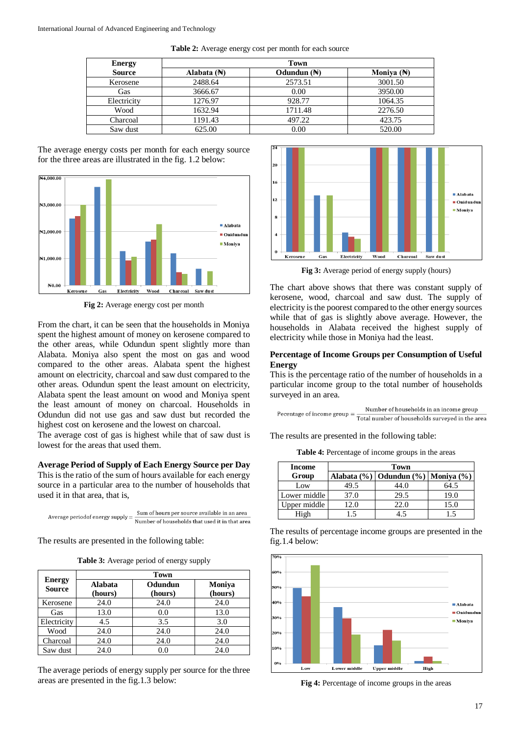**Table 2:** Average energy cost per month for each source

| Energy Source | Town | | |
|---|---|---|---|
| | Alabata (₦) | Odundun (₦) | Moniya (₦) |
| Kerosene | 2488.64 | 2573.51 | 3001.50 |
| Gas | 3666.67 | 0.00 | 3950.00 |
| Electricity | 1276.97 | 928.77 | 1064.35 |
| Wood | 1632.94 | 1711.48 | 2276.50 |
| Charcoal | 1191.43 | 497.22 | 423.75 |
| Saw dust | 625.00 | 0.00 | 520.00 |

The average energy costs per month for each energy source for the three areas are illustrated in the fig. 1.2 below:

**Fig 2:** Average energy cost per month

From the chart, it can be seen that the households in Moniya spent the highest amount of money on kerosene compared to the other areas, while Odundun spent slightly more than Alabata. Moniya also spent the most on gas and wood compared to the other areas. Alabata spent the highest amount on electricity, charcoal and saw dust compared to the other areas. Odundun spent the least amount on electricity, Alabata spent the least amount on wood and Moniya spent the least amount of money on charcoal. Households in Odundun did not use gas and saw dust but recorded the highest cost on kerosene and the lowest on charcoal.
The average cost of gas is highest while that of saw dust is lowest for the areas that used them.

**Average Period of Supply of Each Energy Source per Day**

This is the ratio of the sum of hours available for each energy source in a particular area to the number of households that used it in that area, that is,

$$\text{Average period of energy supply} = \frac{\text{Sum of hours per source available in an area}}{\text{Number of households that used it in that area}}$$

The results are presented in the following table:

**Table 3:** Average period of energy supply

| Energy Source | Town | | |
|---|---|---|---|
| | Alabata (hours) | Odundun (hours) | Moniya (hours) |
| Kerosene | 24.0 | 24.0 | 24.0 |
| Gas | 13.0 | 0.0 | 13.0 |
| Electricity | 4.5 | 3.5 | 3.0 |
| Wood | 24.0 | 24.0 | 24.0 |
| Charcoal | 24.0 | 24.0 | 24.0 |
| Saw dust | 24.0 | 0.0 | 24.0 |

The average periods of energy supply per source for the three areas are presented in the fig.1.3 below:

**Fig 3:** Average period of energy supply (hours)

The chart above shows that there was constant supply of kerosene, wood, charcoal and saw dust. The supply of electricity is the poorest compared to the other energy sources while that of gas is slightly above average. However, the households in Alabata received the highest supply of electricity while those in Moniya had the least.

**Percentage of Income Groups per Consumption of Useful Energy**

This is the percentage ratio of the number of households in a particular income group to the total number of households surveyed in an area.

$$\text{Pecentage of income group} = \frac{\text{Number of households in an income group}}{\text{Total number of households surveyed in the area}}$$

The results are presented in the following table:

**Table 4:** Percentage of income groups in the areas

| Income Group | Town | | |
|---|---|---|---|
| | Alabata (%) | Odundun (%) | Moniya (%) |
| Low | 49.5 | 44.0 | 64.5 |
| Lower middle | 37.0 | 29.5 | 19.0 |
| Upper middle | 12.0 | 22.0 | 15.0 |
| High | 1.5 | 4.5 | 1.5 |

The results of percentage income groups are presented in the fig.1.4 below:

**Fig 4:** Percentage of income groups in the areas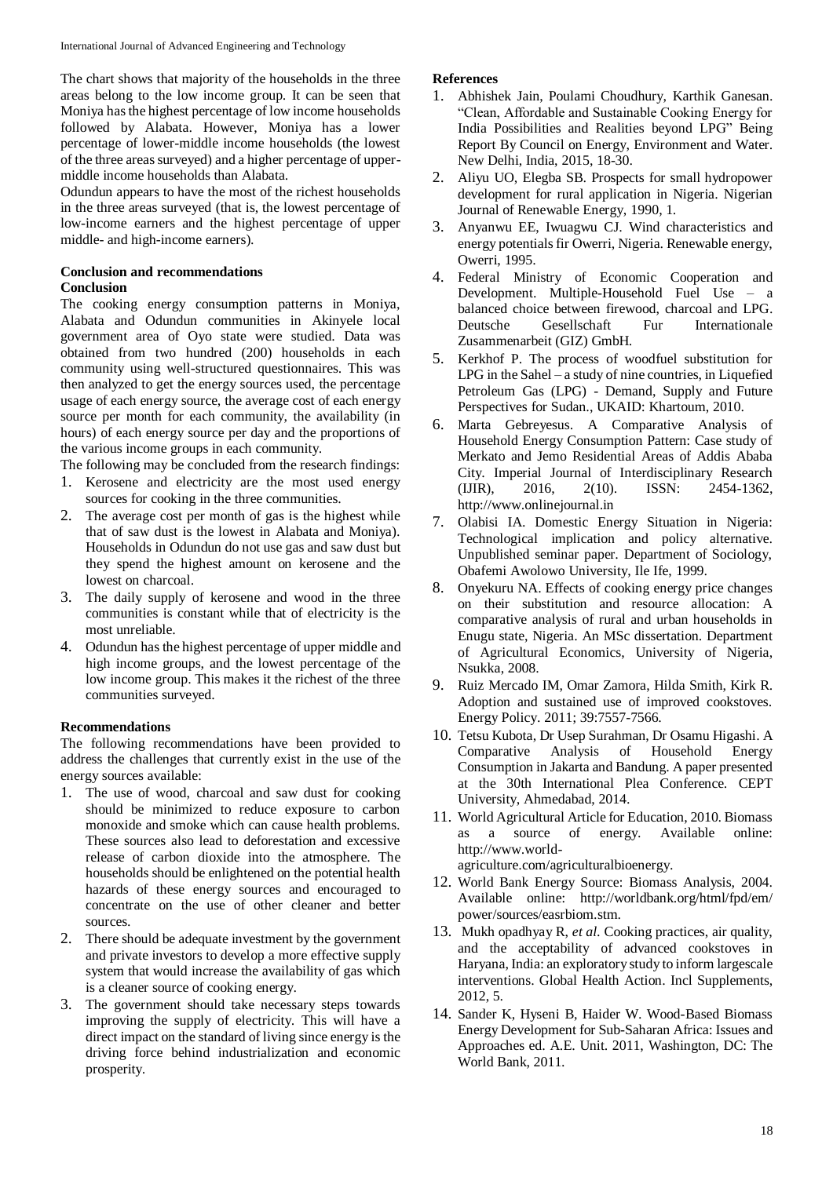The chart shows that majority of the households in the three areas belong to the low income group. It can be seen that Moniya has the highest percentage of low income households followed by Alabata. However, Moniya has a lower percentage of lower-middle income households (the lowest of the three areas surveyed) and a higher percentage of upper-middle income households than Alabata.

Odundun appears to have the most of the richest households in the three areas surveyed (that is, the lowest percentage of low-income earners and the highest percentage of upper middle- and high-income earners).

## Conclusion and recommendations

### Conclusion

The cooking energy consumption patterns in Moniya, Alabata and Odundun communities in Akinyele local government area of Oyo state were studied. Data was obtained from two hundred (200) households in each community using well-structured questionnaires. This was then analyzed to get the energy sources used, the percentage usage of each energy source, the average cost of each energy source per month for each community, the availability (in hours) of each energy source per day and the proportions of the various income groups in each community.

The following may be concluded from the research findings:

1. Kerosene and electricity are the most used energy sources for cooking in the three communities.
2. The average cost per month of gas is the highest while that of saw dust is the lowest in Alabata and Moniya). Households in Odundun do not use gas and saw dust but they spend the highest amount on kerosene and the lowest on charcoal.
3. The daily supply of kerosene and wood in the three communities is constant while that of electricity is the most unreliable.
4. Odundun has the highest percentage of upper middle and high income groups, and the lowest percentage of the low income group. This makes it the richest of the three communities surveyed.

### Recommendations

The following recommendations have been provided to address the challenges that currently exist in the use of the energy sources available:

1. The use of wood, charcoal and saw dust for cooking should be minimized to reduce exposure to carbon monoxide and smoke which can cause health problems. These sources also lead to deforestation and excessive release of carbon dioxide into the atmosphere. The households should be enlightened on the potential health hazards of these energy sources and encouraged to concentrate on the use of other cleaner and better sources.
2. There should be adequate investment by the government and private investors to develop a more effective supply system that would increase the availability of gas which is a cleaner source of cooking energy.
3. The government should take necessary steps towards improving the supply of electricity. This will have a direct impact on the standard of living since energy is the driving force behind industrialization and economic prosperity.

## References

1. Abhishek Jain, Poulami Choudhury, Karthik Ganesan. "Clean, Affordable and Sustainable Cooking Energy for India Possibilities and Realities beyond LPG" Being Report By Council on Energy, Environment and Water. New Delhi, India, 2015, 18-30.
2. Aliyu UO, Elegba SB. Prospects for small hydropower development for rural application in Nigeria. Nigerian Journal of Renewable Energy, 1990, 1.
3. Anyanwu EE, Iwuagwu CJ. Wind characteristics and energy potentials fir Owerri, Nigeria. Renewable energy, Owerri, 1995.
4. Federal Ministry of Economic Cooperation and Development. Multiple-Household Fuel Use – a balanced choice between firewood, charcoal and LPG. Deutsche Gesellschaft Fur Internationale Zusammenarbeit (GIZ) GmbH.
5. Kerkhof P. The process of woodfuel substitution for LPG in the Sahel – a study of nine countries, in Liquefied Petroleum Gas (LPG) - Demand, Supply and Future Perspectives for Sudan., UKAID: Khartoum, 2010.
6. Marta Gebreyesus. A Comparative Analysis of Household Energy Consumption Pattern: Case study of Merkato and Jemo Residential Areas of Addis Ababa City. Imperial Journal of Interdisciplinary Research (IJIR), 2016, 2(10). ISSN: 2454-1362, http://www.onlinejournal.in
7. Olabisi IA. Domestic Energy Situation in Nigeria: Technological implication and policy alternative. Unpublished seminar paper. Department of Sociology, Obafemi Awolowo University, Ile Ife, 1999.
8. Onyekuru NA. Effects of cooking energy price changes on their substitution and resource allocation: A comparative analysis of rural and urban households in Enugu state, Nigeria. An MSc dissertation. Department of Agricultural Economics, University of Nigeria, Nsukka, 2008.
9. Ruiz Mercado IM, Omar Zamora, Hilda Smith, Kirk R. Adoption and sustained use of improved cookstoves. Energy Policy. 2011; 39:7557-7566.
10. Tetsu Kubota, Dr Usep Surahman, Dr Osamu Higashi. A Comparative Analysis of Household Energy Consumption in Jakarta and Bandung. A paper presented at the 30th International Plea Conference. CEPT University, Ahmedabad, 2014.
11. World Agricultural Article for Education, 2010. Biomass as a source of energy. Available online: http://www.world-agriculture.com/agriculturalbioenergy.
12. World Bank Energy Source: Biomass Analysis, 2004. Available online: http://worldbank.org/html/fpd/em/power/sources/easrbiom.stm.
13. Mukh opadhyay R, *et al*. Cooking practices, air quality, and the acceptability of advanced cookstoves in Haryana, India: an exploratory study to inform largescale interventions. Global Health Action. Incl Supplements, 2012, 5.
14. Sander K, Hyseni B, Haider W. Wood-Based Biomass Energy Development for Sub-Saharan Africa: Issues and Approaches ed. A.E. Unit. 2011, Washington, DC: The World Bank, 2011.